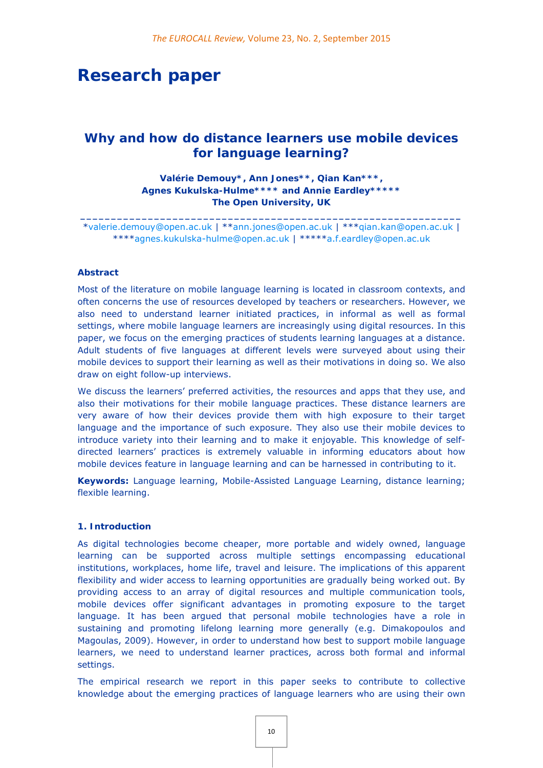# Research paper

## Why and how do distance learners use mobile devices for language learning?

**Valérie Demouy*, Ann Jones**, Qian Kan***, Agnes Kukulska-Hulme**** and Annie Eardley*****
The Open University, UK**

*valerie.demouy@open.ac.uk | **ann.jones@open.ac.uk | ***qian.kan@open.ac.uk | ****agnes.kukulska-hulme@open.ac.uk | *****a.f.eardley@open.ac.uk

### Abstract

Most of the literature on mobile language learning is located in classroom contexts, and often concerns the use of resources developed by teachers or researchers. However, we also need to understand learner initiated practices, in informal as well as formal settings, where mobile language learners are increasingly using digital resources. In this paper, we focus on the emerging practices of students learning languages at a distance. Adult students of five languages at different levels were surveyed about using their mobile devices to support their learning as well as their motivations in doing so. We also draw on eight follow-up interviews.

We discuss the learners' preferred activities, the resources and apps that they use, and also their motivations for their mobile language practices. These distance learners are very aware of how their devices provide them with high exposure to their target language and the importance of such exposure. They also use their mobile devices to introduce variety into their learning and to make it enjoyable. This knowledge of self-directed learners' practices is extremely valuable in informing educators about how mobile devices feature in language learning and can be harnessed in contributing to it.

**Keywords:** Language learning, Mobile-Assisted Language Learning, distance learning; flexible learning.

### 1. Introduction

As digital technologies become cheaper, more portable and widely owned, language learning can be supported across multiple settings encompassing educational institutions, workplaces, home life, travel and leisure. The implications of this apparent flexibility and wider access to learning opportunities are gradually being worked out. By providing access to an array of digital resources and multiple communication tools, mobile devices offer significant advantages in promoting exposure to the target language. It has been argued that personal mobile technologies have a role in sustaining and promoting lifelong learning more generally (e.g. Dimakopoulos and Magoulas, 2009). However, in order to understand how best to support mobile language learners, we need to understand learner practices, across both formal and informal settings.

The empirical research we report in this paper seeks to contribute to collective knowledge about the emerging practices of language learners who are using their own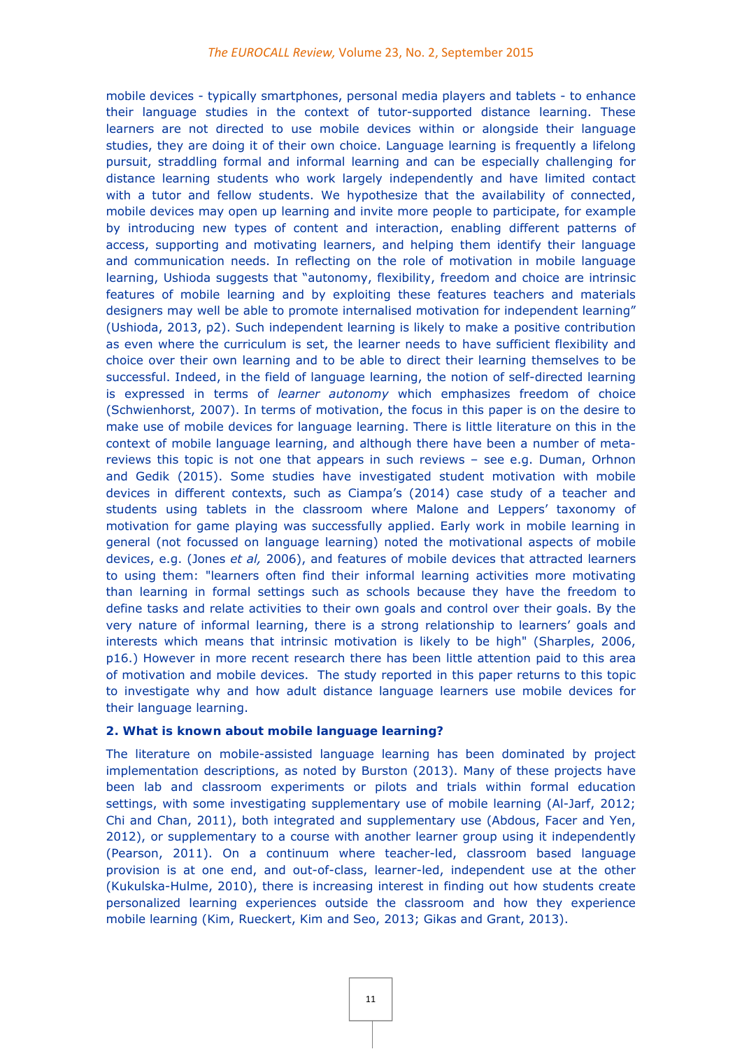mobile devices - typically smartphones, personal media players and tablets - to enhance their language studies in the context of tutor-supported distance learning. These learners are not directed to use mobile devices within or alongside their language studies, they are doing it of their own choice. Language learning is frequently a lifelong pursuit, straddling formal and informal learning and can be especially challenging for distance learning students who work largely independently and have limited contact with a tutor and fellow students. We hypothesize that the availability of connected, mobile devices may open up learning and invite more people to participate, for example by introducing new types of content and interaction, enabling different patterns of access, supporting and motivating learners, and helping them identify their language and communication needs. In reflecting on the role of motivation in mobile language learning, Ushioda suggests that "autonomy, flexibility, freedom and choice are intrinsic features of mobile learning and by exploiting these features teachers and materials designers may well be able to promote internalised motivation for independent learning" (Ushioda, 2013, p2). Such independent learning is likely to make a positive contribution as even where the curriculum is set, the learner needs to have sufficient flexibility and choice over their own learning and to be able to direct their learning themselves to be successful. Indeed, in the field of language learning, the notion of self-directed learning is expressed in terms of *learner autonomy* which emphasizes freedom of choice (Schwienhorst, 2007). In terms of motivation, the focus in this paper is on the desire to make use of mobile devices for language learning. There is little literature on this in the context of mobile language learning, and although there have been a number of meta-reviews this topic is not one that appears in such reviews – see e.g. Duman, Orhnon and Gedik (2015). Some studies have investigated student motivation with mobile devices in different contexts, such as Ciampa's (2014) case study of a teacher and students using tablets in the classroom where Malone and Leppers' taxonomy of motivation for game playing was successfully applied. Early work in mobile learning in general (not focussed on language learning) noted the motivational aspects of mobile devices, e.g. (Jones *et al,* 2006), and features of mobile devices that attracted learners to using them: "learners often find their informal learning activities more motivating than learning in formal settings such as schools because they have the freedom to define tasks and relate activities to their own goals and control over their goals. By the very nature of informal learning, there is a strong relationship to learners' goals and interests which means that intrinsic motivation is likely to be high" (Sharples, 2006, p16.) However in more recent research there has been little attention paid to this area of motivation and mobile devices. The study reported in this paper returns to this topic to investigate why and how adult distance language learners use mobile devices for their language learning.

## 2. What is known about mobile language learning?

The literature on mobile-assisted language learning has been dominated by project implementation descriptions, as noted by Burston (2013). Many of these projects have been lab and classroom experiments or pilots and trials within formal education settings, with some investigating supplementary use of mobile learning (Al-Jarf, 2012; Chi and Chan, 2011), both integrated and supplementary use (Abdous, Facer and Yen, 2012), or supplementary to a course with another learner group using it independently (Pearson, 2011). On a continuum where teacher-led, classroom based language provision is at one end, and out-of-class, learner-led, independent use at the other (Kukulska-Hulme, 2010), there is increasing interest in finding out how students create personalized learning experiences outside the classroom and how they experience mobile learning (Kim, Rueckert, Kim and Seo, 2013; Gikas and Grant, 2013).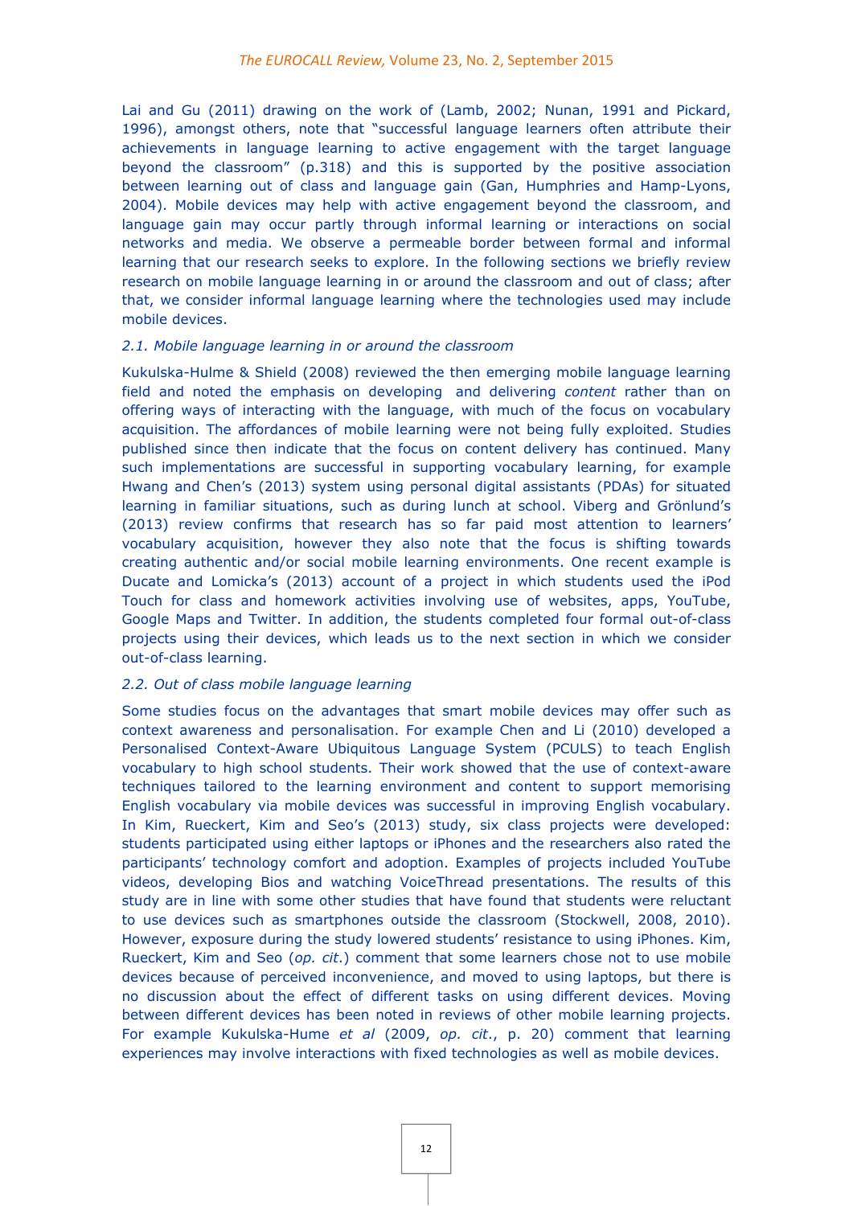Lai and Gu (2011) drawing on the work of (Lamb, 2002; Nunan, 1991 and Pickard, 1996), amongst others, note that "successful language learners often attribute their achievements in language learning to active engagement with the target language beyond the classroom" (p.318) and this is supported by the positive association between learning out of class and language gain (Gan, Humphries and Hamp-Lyons, 2004). Mobile devices may help with active engagement beyond the classroom, and language gain may occur partly through informal learning or interactions on social networks and media. We observe a permeable border between formal and informal learning that our research seeks to explore. In the following sections we briefly review research on mobile language learning in or around the classroom and out of class; after that, we consider informal language learning where the technologies used may include mobile devices.

### *2.1. Mobile language learning in or around the classroom*

Kukulska-Hulme & Shield (2008) reviewed the then emerging mobile language learning field and noted the emphasis on developing and delivering *content* rather than on offering ways of interacting with the language, with much of the focus on vocabulary acquisition. The affordances of mobile learning were not being fully exploited. Studies published since then indicate that the focus on content delivery has continued. Many such implementations are successful in supporting vocabulary learning, for example Hwang and Chen's (2013) system using personal digital assistants (PDAs) for situated learning in familiar situations, such as during lunch at school. Viberg and Grönlund's (2013) review confirms that research has so far paid most attention to learners' vocabulary acquisition, however they also note that the focus is shifting towards creating authentic and/or social mobile learning environments. One recent example is Ducate and Lomicka's (2013) account of a project in which students used the iPod Touch for class and homework activities involving use of websites, apps, YouTube, Google Maps and Twitter. In addition, the students completed four formal out-of-class projects using their devices, which leads us to the next section in which we consider out-of-class learning.

### *2.2. Out of class mobile language learning*

Some studies focus on the advantages that smart mobile devices may offer such as context awareness and personalisation. For example Chen and Li (2010) developed a Personalised Context-Aware Ubiquitous Language System (PCULS) to teach English vocabulary to high school students. Their work showed that the use of context-aware techniques tailored to the learning environment and content to support memorising English vocabulary via mobile devices was successful in improving English vocabulary. In Kim, Rueckert, Kim and Seo's (2013) study, six class projects were developed: students participated using either laptops or iPhones and the researchers also rated the participants' technology comfort and adoption. Examples of projects included YouTube videos, developing Bios and watching VoiceThread presentations. The results of this study are in line with some other studies that have found that students were reluctant to use devices such as smartphones outside the classroom (Stockwell, 2008, 2010). However, exposure during the study lowered students' resistance to using iPhones. Kim, Rueckert, Kim and Seo (*op. cit.*) comment that some learners chose not to use mobile devices because of perceived inconvenience, and moved to using laptops, but there is no discussion about the effect of different tasks on using different devices. Moving between different devices has been noted in reviews of other mobile learning projects. For example Kukulska-Hume *et al* (2009, *op. cit.*, p. 20) comment that learning experiences may involve interactions with fixed technologies as well as mobile devices.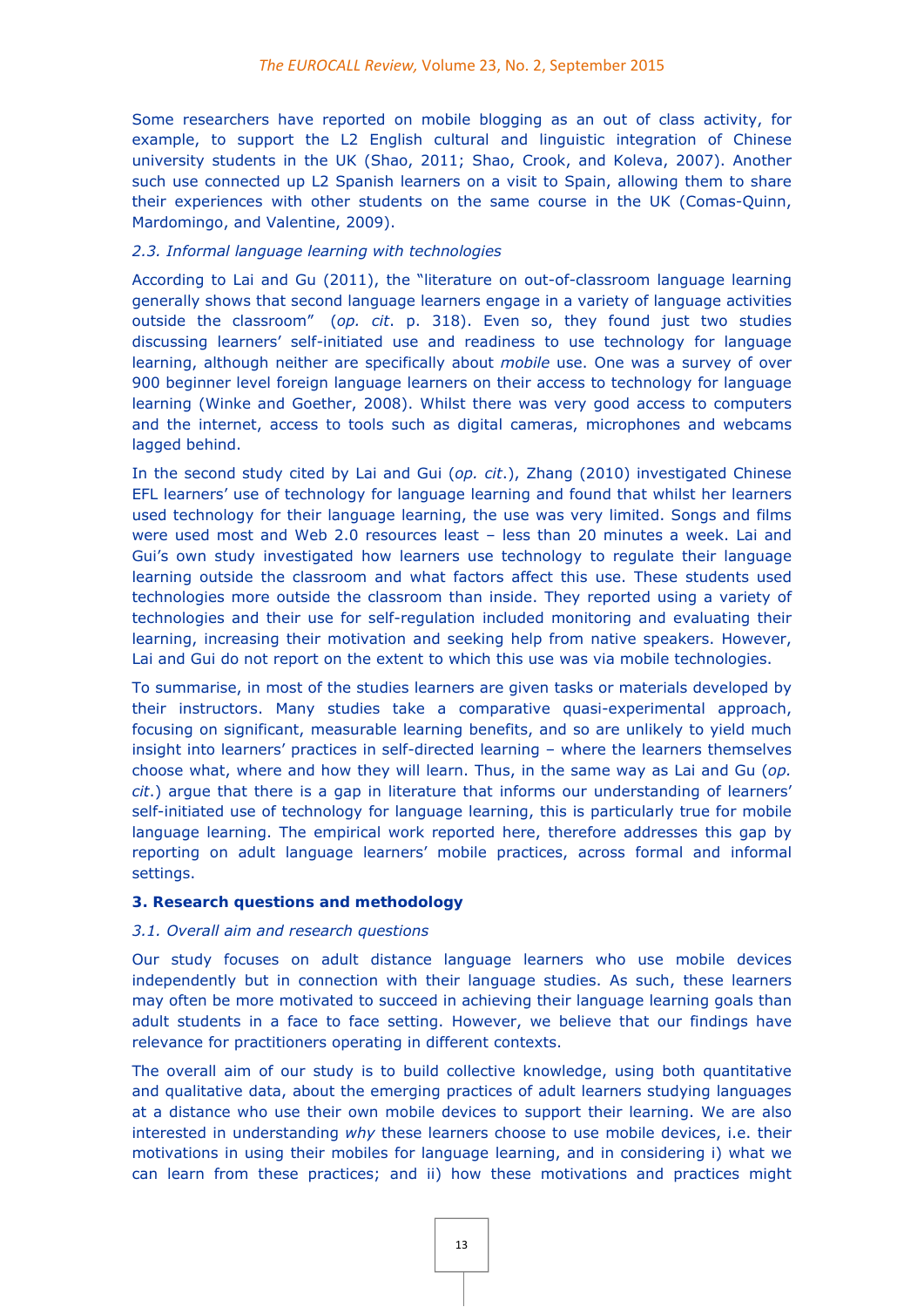Some researchers have reported on mobile blogging as an out of class activity, for example, to support the L2 English cultural and linguistic integration of Chinese university students in the UK (Shao, 2011; Shao, Crook, and Koleva, 2007). Another such use connected up L2 Spanish learners on a visit to Spain, allowing them to share their experiences with other students on the same course in the UK (Comas-Quinn, Mardomingo, and Valentine, 2009).

### *2.3. Informal language learning with technologies*

According to Lai and Gu (2011), the "literature on out-of-classroom language learning generally shows that second language learners engage in a variety of language activities outside the classroom" (*op. cit*. p. 318). Even so, they found just two studies discussing learners' self-initiated use and readiness to use technology for language learning, although neither are specifically about *mobile* use. One was a survey of over 900 beginner level foreign language learners on their access to technology for language learning (Winke and Goether, 2008). Whilst there was very good access to computers and the internet, access to tools such as digital cameras, microphones and webcams lagged behind.

In the second study cited by Lai and Gui (*op. cit*.), Zhang (2010) investigated Chinese EFL learners' use of technology for language learning and found that whilst her learners used technology for their language learning, the use was very limited. Songs and films were used most and Web 2.0 resources least – less than 20 minutes a week. Lai and Gui's own study investigated how learners use technology to regulate their language learning outside the classroom and what factors affect this use. These students used technologies more outside the classroom than inside. They reported using a variety of technologies and their use for self-regulation included monitoring and evaluating their learning, increasing their motivation and seeking help from native speakers. However, Lai and Gui do not report on the extent to which this use was via mobile technologies.

To summarise, in most of the studies learners are given tasks or materials developed by their instructors. Many studies take a comparative quasi-experimental approach, focusing on significant, measurable learning benefits, and so are unlikely to yield much insight into learners' practices in self-directed learning – where the learners themselves choose what, where and how they will learn. Thus, in the same way as Lai and Gu (*op. cit*.) argue that there is a gap in literature that informs our understanding of learners' self-initiated use of technology for language learning, this is particularly true for mobile language learning. The empirical work reported here, therefore addresses this gap by reporting on adult language learners' mobile practices, across formal and informal settings.

## **3. Research questions and methodology**

### *3.1. Overall aim and research questions*

Our study focuses on adult distance language learners who use mobile devices independently but in connection with their language studies. As such, these learners may often be more motivated to succeed in achieving their language learning goals than adult students in a face to face setting. However, we believe that our findings have relevance for practitioners operating in different contexts.

The overall aim of our study is to build collective knowledge, using both quantitative and qualitative data, about the emerging practices of adult learners studying languages at a distance who use their own mobile devices to support their learning. We are also interested in understanding *why* these learners choose to use mobile devices, i.e. their motivations in using their mobiles for language learning, and in considering i) what we can learn from these practices; and ii) how these motivations and practices might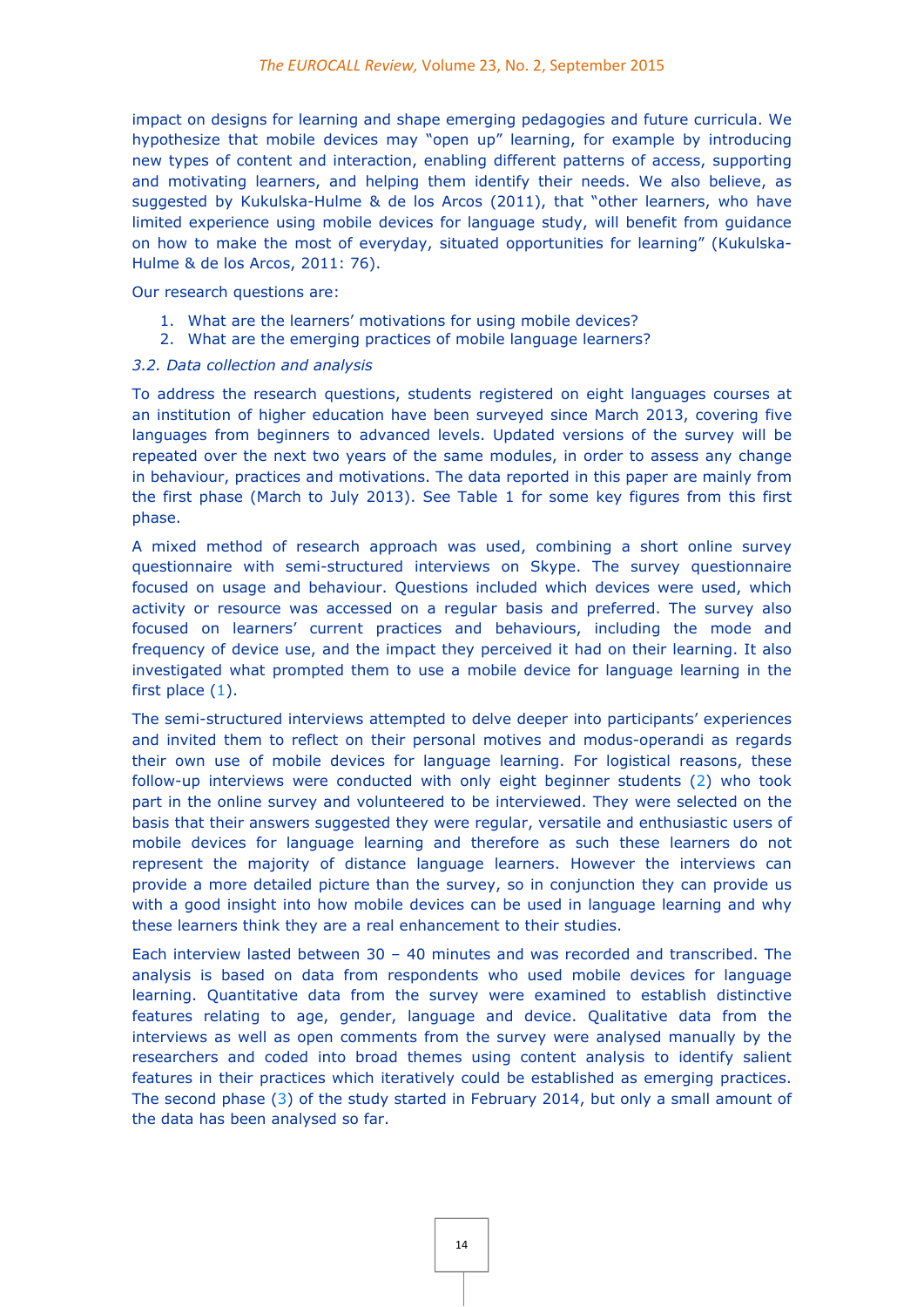impact on designs for learning and shape emerging pedagogies and future curricula. We hypothesize that mobile devices may "open up" learning, for example by introducing new types of content and interaction, enabling different patterns of access, supporting and motivating learners, and helping them identify their needs. We also believe, as suggested by Kukulska-Hulme & de los Arcos (2011), that "other learners, who have limited experience using mobile devices for language study, will benefit from guidance on how to make the most of everyday, situated opportunities for learning" (Kukulska-Hulme & de los Arcos, 2011: 76).

Our research questions are:

1. What are the learners' motivations for using mobile devices?
2. What are the emerging practices of mobile language learners?

### *3.2. Data collection and analysis*

To address the research questions, students registered on eight languages courses at an institution of higher education have been surveyed since March 2013, covering five languages from beginners to advanced levels. Updated versions of the survey will be repeated over the next two years of the same modules, in order to assess any change in behaviour, practices and motivations. The data reported in this paper are mainly from the first phase (March to July 2013). See Table 1 for some key figures from this first phase.

A mixed method of research approach was used, combining a short online survey questionnaire with semi-structured interviews on Skype. The survey questionnaire focused on usage and behaviour. Questions included which devices were used, which activity or resource was accessed on a regular basis and preferred. The survey also focused on learners' current practices and behaviours, including the mode and frequency of device use, and the impact they perceived it had on their learning. It also investigated what prompted them to use a mobile device for language learning in the first place (1).

The semi-structured interviews attempted to delve deeper into participants' experiences and invited them to reflect on their personal motives and modus-operandi as regards their own use of mobile devices for language learning. For logistical reasons, these follow-up interviews were conducted with only eight beginner students (2) who took part in the online survey and volunteered to be interviewed. They were selected on the basis that their answers suggested they were regular, versatile and enthusiastic users of mobile devices for language learning and therefore as such these learners do not represent the majority of distance language learners. However the interviews can provide a more detailed picture than the survey, so in conjunction they can provide us with a good insight into how mobile devices can be used in language learning and why these learners think they are a real enhancement to their studies.

Each interview lasted between 30 – 40 minutes and was recorded and transcribed. The analysis is based on data from respondents who used mobile devices for language learning. Quantitative data from the survey were examined to establish distinctive features relating to age, gender, language and device. Qualitative data from the interviews as well as open comments from the survey were analysed manually by the researchers and coded into broad themes using content analysis to identify salient features in their practices which iteratively could be established as emerging practices. The second phase (3) of the study started in February 2014, but only a small amount of the data has been analysed so far.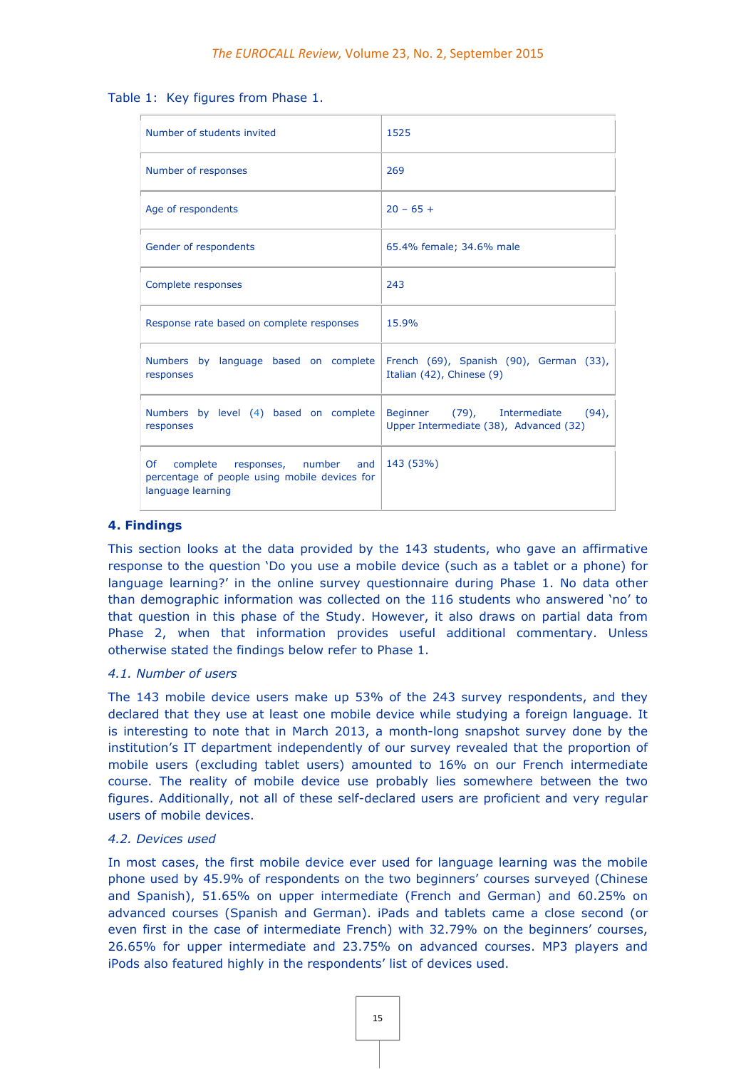Table 1: Key figures from Phase 1.

| | |
|---|---|
| Number of students invited | 1525 |
| Number of responses | 269 |
| Age of respondents | 20 – 65 + |
| Gender of respondents | 65.4% female; 34.6% male |
| Complete responses | 243 |
| Response rate based on complete responses | 15.9% |
| Numbers by language based on complete responses | French (69), Spanish (90), German (33), Italian (42), Chinese (9) |
| Numbers by level (4) based on complete responses | Beginner (79), Intermediate (94), Upper Intermediate (38), Advanced (32) |
| Of complete responses, number and percentage of people using mobile devices for language learning | 143 (53%) |

## 4. Findings

This section looks at the data provided by the 143 students, who gave an affirmative response to the question 'Do you use a mobile device (such as a tablet or a phone) for language learning?' in the online survey questionnaire during Phase 1. No data other than demographic information was collected on the 116 students who answered 'no' to that question in this phase of the Study. However, it also draws on partial data from Phase 2, when that information provides useful additional commentary. Unless otherwise stated the findings below refer to Phase 1.

### *4.1. Number of users*

The 143 mobile device users make up 53% of the 243 survey respondents, and they declared that they use at least one mobile device while studying a foreign language. It is interesting to note that in March 2013, a month-long snapshot survey done by the institution's IT department independently of our survey revealed that the proportion of mobile users (excluding tablet users) amounted to 16% on our French intermediate course. The reality of mobile device use probably lies somewhere between the two figures. Additionally, not all of these self-declared users are proficient and very regular users of mobile devices.

### *4.2. Devices used*

In most cases, the first mobile device ever used for language learning was the mobile phone used by 45.9% of respondents on the two beginners' courses surveyed (Chinese and Spanish), 51.65% on upper intermediate (French and German) and 60.25% on advanced courses (Spanish and German). iPads and tablets came a close second (or even first in the case of intermediate French) with 32.79% on the beginners' courses, 26.65% for upper intermediate and 23.75% on advanced courses. MP3 players and iPods also featured highly in the respondents' list of devices used.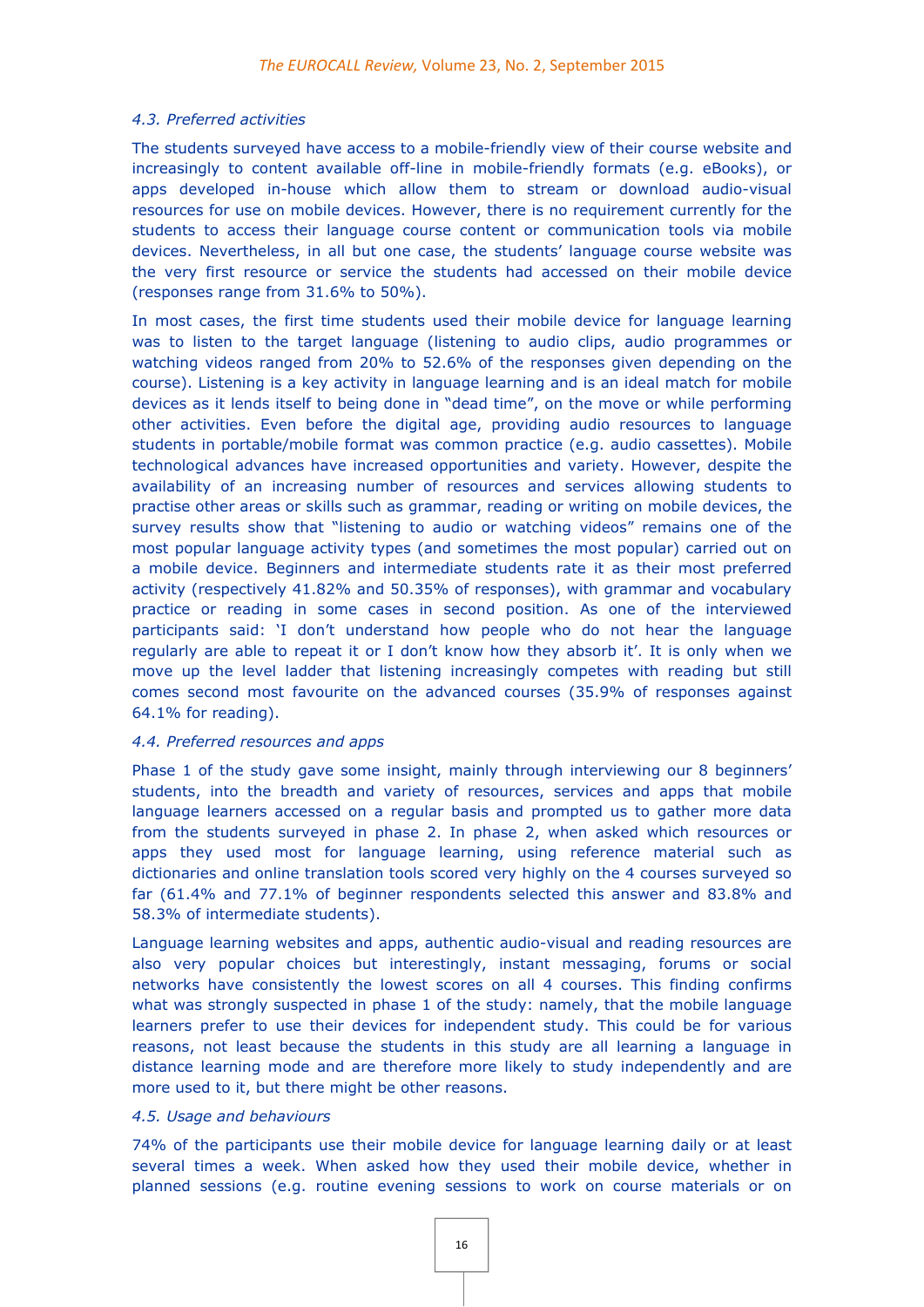### *4.3. Preferred activities*

The students surveyed have access to a mobile-friendly view of their course website and increasingly to content available off-line in mobile-friendly formats (e.g. eBooks), or apps developed in-house which allow them to stream or download audio-visual resources for use on mobile devices. However, there is no requirement currently for the students to access their language course content or communication tools via mobile devices. Nevertheless, in all but one case, the students' language course website was the very first resource or service the students had accessed on their mobile device (responses range from 31.6% to 50%).

In most cases, the first time students used their mobile device for language learning was to listen to the target language (listening to audio clips, audio programmes or watching videos ranged from 20% to 52.6% of the responses given depending on the course). Listening is a key activity in language learning and is an ideal match for mobile devices as it lends itself to being done in "dead time", on the move or while performing other activities. Even before the digital age, providing audio resources to language students in portable/mobile format was common practice (e.g. audio cassettes). Mobile technological advances have increased opportunities and variety. However, despite the availability of an increasing number of resources and services allowing students to practise other areas or skills such as grammar, reading or writing on mobile devices, the survey results show that "listening to audio or watching videos" remains one of the most popular language activity types (and sometimes the most popular) carried out on a mobile device. Beginners and intermediate students rate it as their most preferred activity (respectively 41.82% and 50.35% of responses), with grammar and vocabulary practice or reading in some cases in second position. As one of the interviewed participants said: 'I don't understand how people who do not hear the language regularly are able to repeat it or I don't know how they absorb it'. It is only when we move up the level ladder that listening increasingly competes with reading but still comes second most favourite on the advanced courses (35.9% of responses against 64.1% for reading).

### *4.4. Preferred resources and apps*

Phase 1 of the study gave some insight, mainly through interviewing our 8 beginners' students, into the breadth and variety of resources, services and apps that mobile language learners accessed on a regular basis and prompted us to gather more data from the students surveyed in phase 2. In phase 2, when asked which resources or apps they used most for language learning, using reference material such as dictionaries and online translation tools scored very highly on the 4 courses surveyed so far (61.4% and 77.1% of beginner respondents selected this answer and 83.8% and 58.3% of intermediate students).

Language learning websites and apps, authentic audio-visual and reading resources are also very popular choices but interestingly, instant messaging, forums or social networks have consistently the lowest scores on all 4 courses. This finding confirms what was strongly suspected in phase 1 of the study: namely, that the mobile language learners prefer to use their devices for independent study. This could be for various reasons, not least because the students in this study are all learning a language in distance learning mode and are therefore more likely to study independently and are more used to it, but there might be other reasons.

### *4.5. Usage and behaviours*

74% of the participants use their mobile device for language learning daily or at least several times a week. When asked how they used their mobile device, whether in planned sessions (e.g. routine evening sessions to work on course materials or on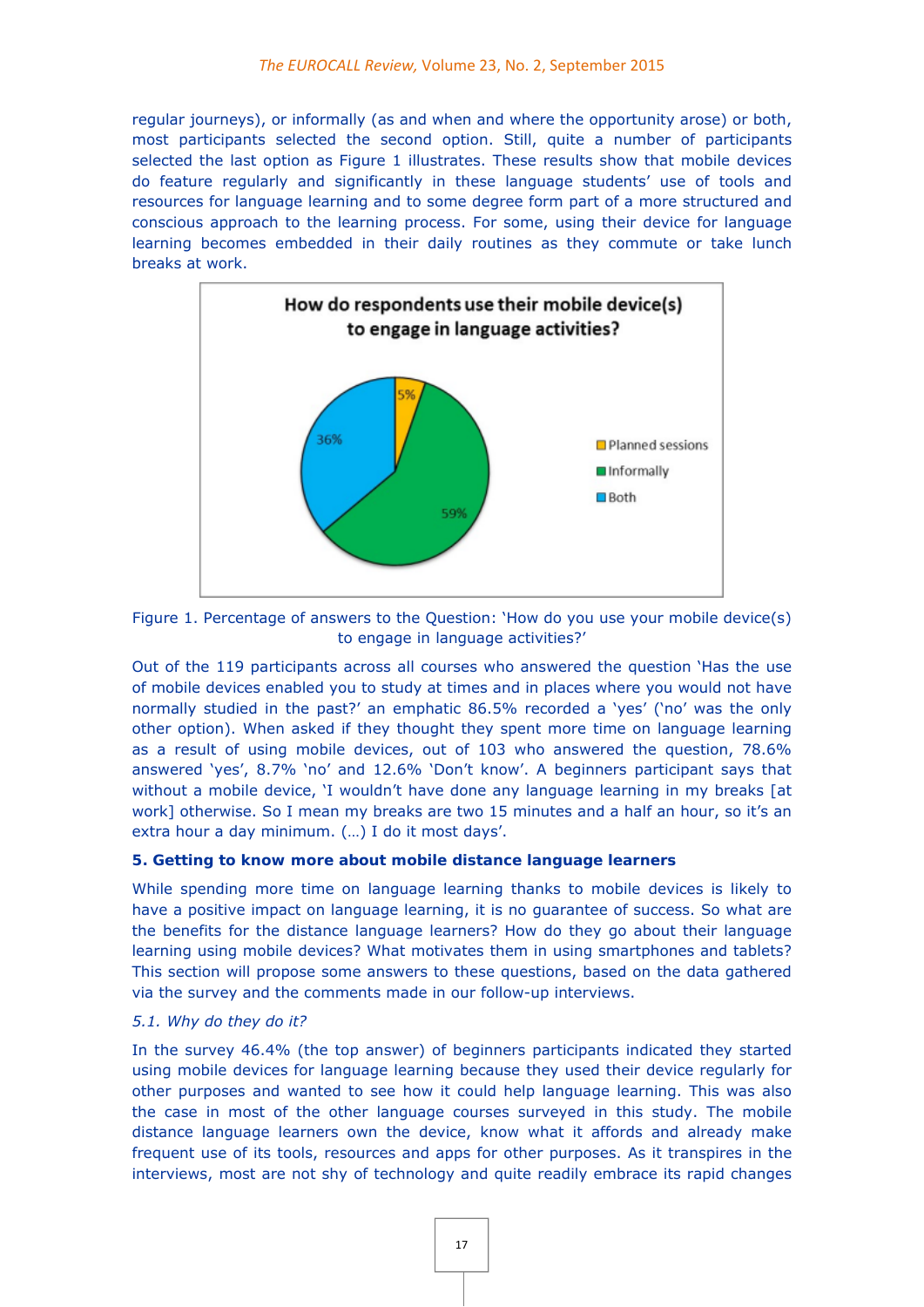regular journeys), or informally (as and when and where the opportunity arose) or both, most participants selected the second option. Still, quite a number of participants selected the last option as Figure 1 illustrates. These results show that mobile devices do feature regularly and significantly in these language students' use of tools and resources for language learning and to some degree form part of a more structured and conscious approach to the learning process. For some, using their device for language learning becomes embedded in their daily routines as they commute or take lunch breaks at work.

Figure 1. Percentage of answers to the Question: 'How do you use your mobile device(s) to engage in language activities?'

Out of the 119 participants across all courses who answered the question 'Has the use of mobile devices enabled you to study at times and in places where you would not have normally studied in the past?' an emphatic 86.5% recorded a 'yes' ('no' was the only other option). When asked if they thought they spent more time on language learning as a result of using mobile devices, out of 103 who answered the question, 78.6% answered 'yes', 8.7% 'no' and 12.6% 'Don't know'. A beginners participant says that without a mobile device, 'I wouldn't have done any language learning in my breaks [at work] otherwise. So I mean my breaks are two 15 minutes and a half an hour, so it's an extra hour a day minimum. (…) I do it most days'.

## 5. Getting to know more about mobile distance language learners

While spending more time on language learning thanks to mobile devices is likely to have a positive impact on language learning, it is no guarantee of success. So what are the benefits for the distance language learners? How do they go about their language learning using mobile devices? What motivates them in using smartphones and tablets? This section will propose some answers to these questions, based on the data gathered via the survey and the comments made in our follow-up interviews.

### *5.1. Why do they do it?*

In the survey 46.4% (the top answer) of beginners participants indicated they started using mobile devices for language learning because they used their device regularly for other purposes and wanted to see how it could help language learning. This was also the case in most of the other language courses surveyed in this study. The mobile distance language learners own the device, know what it affords and already make frequent use of its tools, resources and apps for other purposes. As it transpires in the interviews, most are not shy of technology and quite readily embrace its rapid changes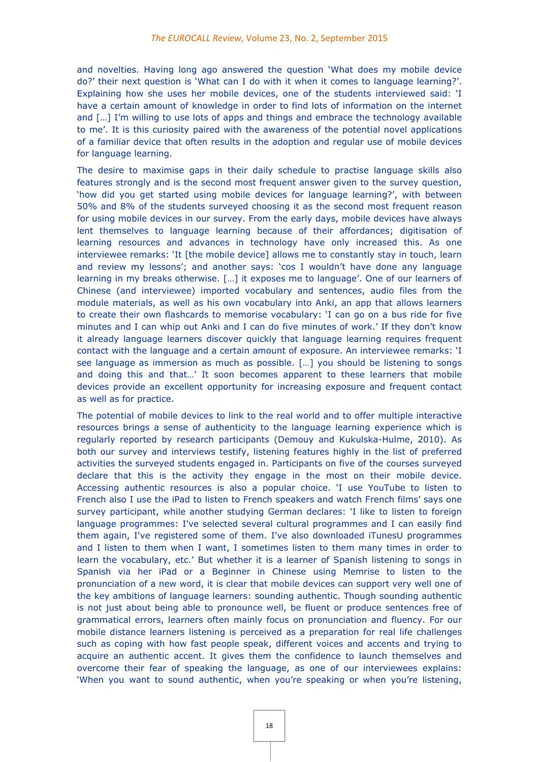and novelties. Having long ago answered the question 'What does my mobile device do?' their next question is 'What can I do with it when it comes to language learning?'. Explaining how she uses her mobile devices, one of the students interviewed said: 'I have a certain amount of knowledge in order to find lots of information on the internet and […] I'm willing to use lots of apps and things and embrace the technology available to me'. It is this curiosity paired with the awareness of the potential novel applications of a familiar device that often results in the adoption and regular use of mobile devices for language learning.

The desire to maximise gaps in their daily schedule to practise language skills also features strongly and is the second most frequent answer given to the survey question, 'how did you get started using mobile devices for language learning?', with between 50% and 8% of the students surveyed choosing it as the second most frequent reason for using mobile devices in our survey. From the early days, mobile devices have always lent themselves to language learning because of their affordances; digitisation of learning resources and advances in technology have only increased this. As one interviewee remarks: 'It [the mobile device] allows me to constantly stay in touch, learn and review my lessons'; and another says: 'cos I wouldn't have done any language learning in my breaks otherwise. […] it exposes me to language'. One of our learners of Chinese (and interviewee) imported vocabulary and sentences, audio files from the module materials, as well as his own vocabulary into Anki, an app that allows learners to create their own flashcards to memorise vocabulary: 'I can go on a bus ride for five minutes and I can whip out Anki and I can do five minutes of work.' If they don't know it already language learners discover quickly that language learning requires frequent contact with the language and a certain amount of exposure. An interviewee remarks: 'I see language as immersion as much as possible. […] you should be listening to songs and doing this and that…' It soon becomes apparent to these learners that mobile devices provide an excellent opportunity for increasing exposure and frequent contact as well as for practice.

The potential of mobile devices to link to the real world and to offer multiple interactive resources brings a sense of authenticity to the language learning experience which is regularly reported by research participants (Demouy and Kukulska-Hulme, 2010). As both our survey and interviews testify, listening features highly in the list of preferred activities the surveyed students engaged in. Participants on five of the courses surveyed declare that this is the activity they engage in the most on their mobile device. Accessing authentic resources is also a popular choice. 'I use YouTube to listen to French also I use the iPad to listen to French speakers and watch French films' says one survey participant, while another studying German declares: 'I like to listen to foreign language programmes: I've selected several cultural programmes and I can easily find them again, I've registered some of them. I've also downloaded iTunesU programmes and I listen to them when I want, I sometimes listen to them many times in order to learn the vocabulary, etc.' But whether it is a learner of Spanish listening to songs in Spanish via her iPad or a Beginner in Chinese using Memrise to listen to the pronunciation of a new word, it is clear that mobile devices can support very well one of the key ambitions of language learners: sounding authentic. Though sounding authentic is not just about being able to pronounce well, be fluent or produce sentences free of grammatical errors, learners often mainly focus on pronunciation and fluency. For our mobile distance learners listening is perceived as a preparation for real life challenges such as coping with how fast people speak, different voices and accents and trying to acquire an authentic accent. It gives them the confidence to launch themselves and overcome their fear of speaking the language, as one of our interviewees explains: 'When you want to sound authentic, when you're speaking or when you're listening,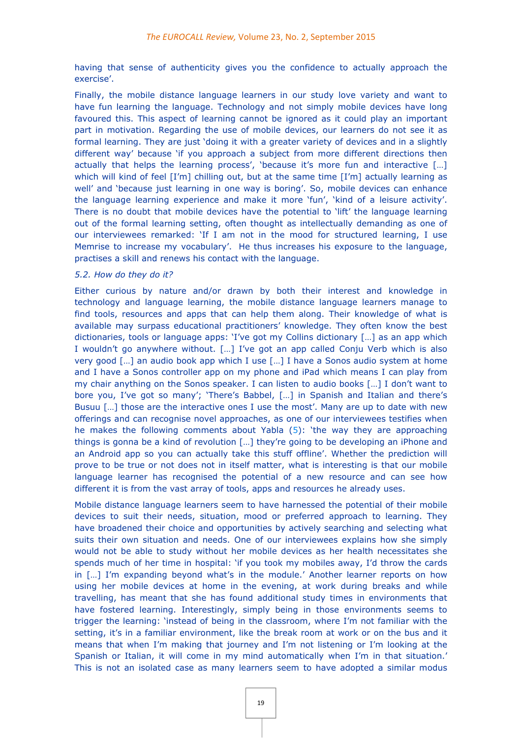having that sense of authenticity gives you the confidence to actually approach the exercise'.

Finally, the mobile distance language learners in our study love variety and want to have fun learning the language. Technology and not simply mobile devices have long favoured this. This aspect of learning cannot be ignored as it could play an important part in motivation. Regarding the use of mobile devices, our learners do not see it as formal learning. They are just 'doing it with a greater variety of devices and in a slightly different way' because 'if you approach a subject from more different directions then actually that helps the learning process', 'because it's more fun and interactive […] which will kind of feel [I'm] chilling out, but at the same time [I'm] actually learning as well' and 'because just learning in one way is boring'. So, mobile devices can enhance the language learning experience and make it more 'fun', 'kind of a leisure activity'. There is no doubt that mobile devices have the potential to 'lift' the language learning out of the formal learning setting, often thought as intellectually demanding as one of our interviewees remarked: 'If I am not in the mood for structured learning, I use Memrise to increase my vocabulary'. He thus increases his exposure to the language, practises a skill and renews his contact with the language.

*5.2. How do they do it?*

Either curious by nature and/or drawn by both their interest and knowledge in technology and language learning, the mobile distance language learners manage to find tools, resources and apps that can help them along. Their knowledge of what is available may surpass educational practitioners' knowledge. They often know the best dictionaries, tools or language apps: 'I've got my Collins dictionary […] as an app which I wouldn't go anywhere without. […] I've got an app called Conju Verb which is also very good […] an audio book app which I use […] I have a Sonos audio system at home and I have a Sonos controller app on my phone and iPad which means I can play from my chair anything on the Sonos speaker. I can listen to audio books […] I don't want to bore you, I've got so many'; 'There's Babbel, […] in Spanish and Italian and there's Busuu […] those are the interactive ones I use the most'. Many are up to date with new offerings and can recognise novel approaches, as one of our interviewees testifies when he makes the following comments about Yabla (5): 'the way they are approaching things is gonna be a kind of revolution […] they're going to be developing an iPhone and an Android app so you can actually take this stuff offline'. Whether the prediction will prove to be true or not does not in itself matter, what is interesting is that our mobile language learner has recognised the potential of a new resource and can see how different it is from the vast array of tools, apps and resources he already uses.

Mobile distance language learners seem to have harnessed the potential of their mobile devices to suit their needs, situation, mood or preferred approach to learning. They have broadened their choice and opportunities by actively searching and selecting what suits their own situation and needs. One of our interviewees explains how she simply would not be able to study without her mobile devices as her health necessitates she spends much of her time in hospital: 'if you took my mobiles away, I'd throw the cards in […] I'm expanding beyond what's in the module.' Another learner reports on how using her mobile devices at home in the evening, at work during breaks and while travelling, has meant that she has found additional study times in environments that have fostered learning. Interestingly, simply being in those environments seems to trigger the learning: 'instead of being in the classroom, where I'm not familiar with the setting, it's in a familiar environment, like the break room at work or on the bus and it means that when I'm making that journey and I'm not listening or I'm looking at the Spanish or Italian, it will come in my mind automatically when I'm in that situation.' This is not an isolated case as many learners seem to have adopted a similar modus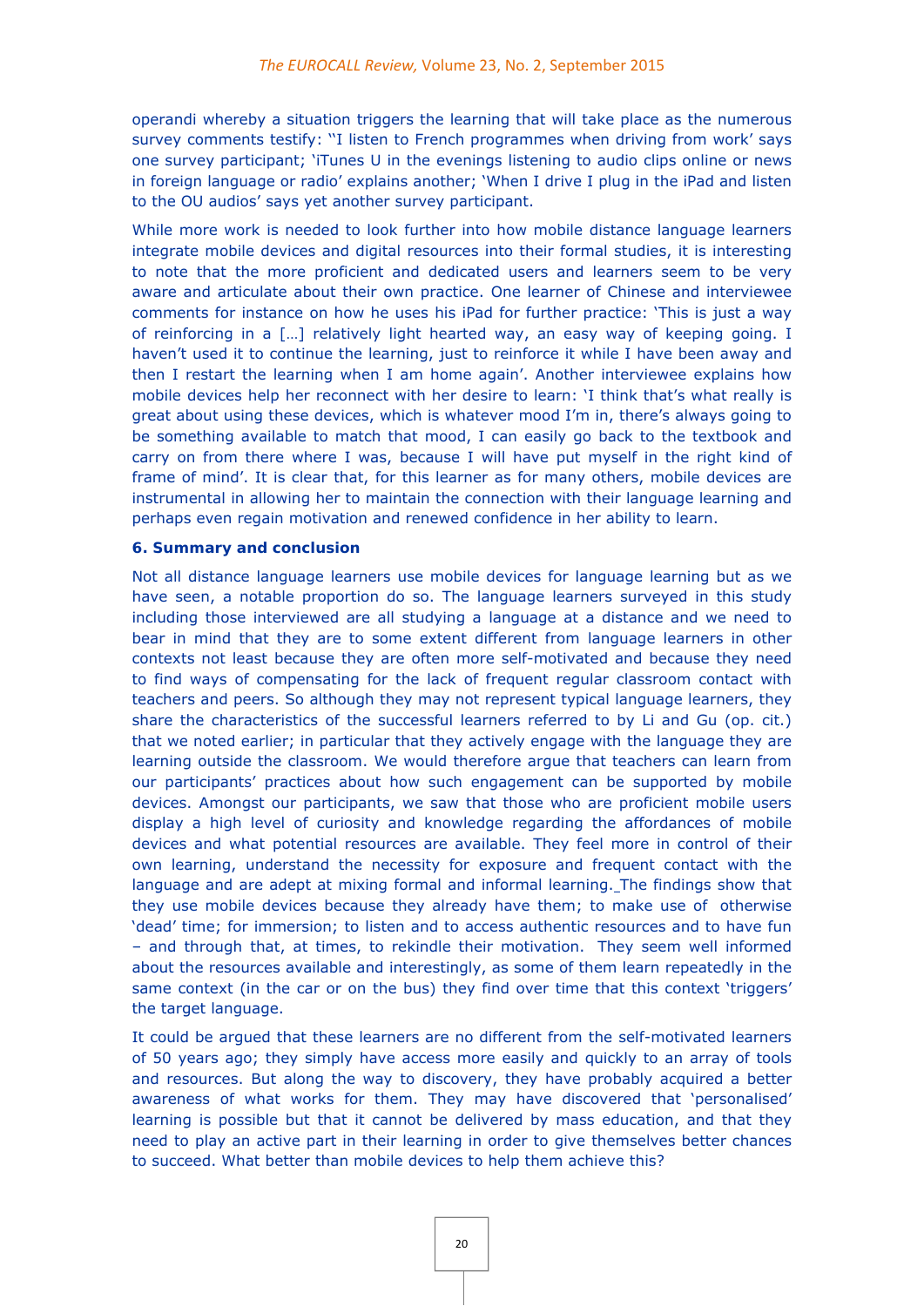operandi whereby a situation triggers the learning that will take place as the numerous survey comments testify: ''I listen to French programmes when driving from work' says one survey participant; 'iTunes U in the evenings listening to audio clips online or news in foreign language or radio' explains another; 'When I drive I plug in the iPad and listen to the OU audios' says yet another survey participant.

While more work is needed to look further into how mobile distance language learners integrate mobile devices and digital resources into their formal studies, it is interesting to note that the more proficient and dedicated users and learners seem to be very aware and articulate about their own practice. One learner of Chinese and interviewee comments for instance on how he uses his iPad for further practice: 'This is just a way of reinforcing in a […] relatively light hearted way, an easy way of keeping going. I haven't used it to continue the learning, just to reinforce it while I have been away and then I restart the learning when I am home again'. Another interviewee explains how mobile devices help her reconnect with her desire to learn: 'I think that's what really is great about using these devices, which is whatever mood I'm in, there's always going to be something available to match that mood, I can easily go back to the textbook and carry on from there where I was, because I will have put myself in the right kind of frame of mind'. It is clear that, for this learner as for many others, mobile devices are instrumental in allowing her to maintain the connection with their language learning and perhaps even regain motivation and renewed confidence in her ability to learn.

## 6. Summary and conclusion

Not all distance language learners use mobile devices for language learning but as we have seen, a notable proportion do so. The language learners surveyed in this study including those interviewed are all studying a language at a distance and we need to bear in mind that they are to some extent different from language learners in other contexts not least because they are often more self-motivated and because they need to find ways of compensating for the lack of frequent regular classroom contact with teachers and peers. So although they may not represent typical language learners, they share the characteristics of the successful learners referred to by Li and Gu (op. cit.) that we noted earlier; in particular that they actively engage with the language they are learning outside the classroom. We would therefore argue that teachers can learn from our participants' practices about how such engagement can be supported by mobile devices. Amongst our participants, we saw that those who are proficient mobile users display a high level of curiosity and knowledge regarding the affordances of mobile devices and what potential resources are available. They feel more in control of their own learning, understand the necessity for exposure and frequent contact with the language and are adept at mixing formal and informal learning. The findings show that they use mobile devices because they already have them; to make use of otherwise 'dead' time; for immersion; to listen and to access authentic resources and to have fun – and through that, at times, to rekindle their motivation. They seem well informed about the resources available and interestingly, as some of them learn repeatedly in the same context (in the car or on the bus) they find over time that this context 'triggers' the target language.

It could be argued that these learners are no different from the self-motivated learners of 50 years ago; they simply have access more easily and quickly to an array of tools and resources. But along the way to discovery, they have probably acquired a better awareness of what works for them. They may have discovered that 'personalised' learning is possible but that it cannot be delivered by mass education, and that they need to play an active part in their learning in order to give themselves better chances to succeed. What better than mobile devices to help them achieve this?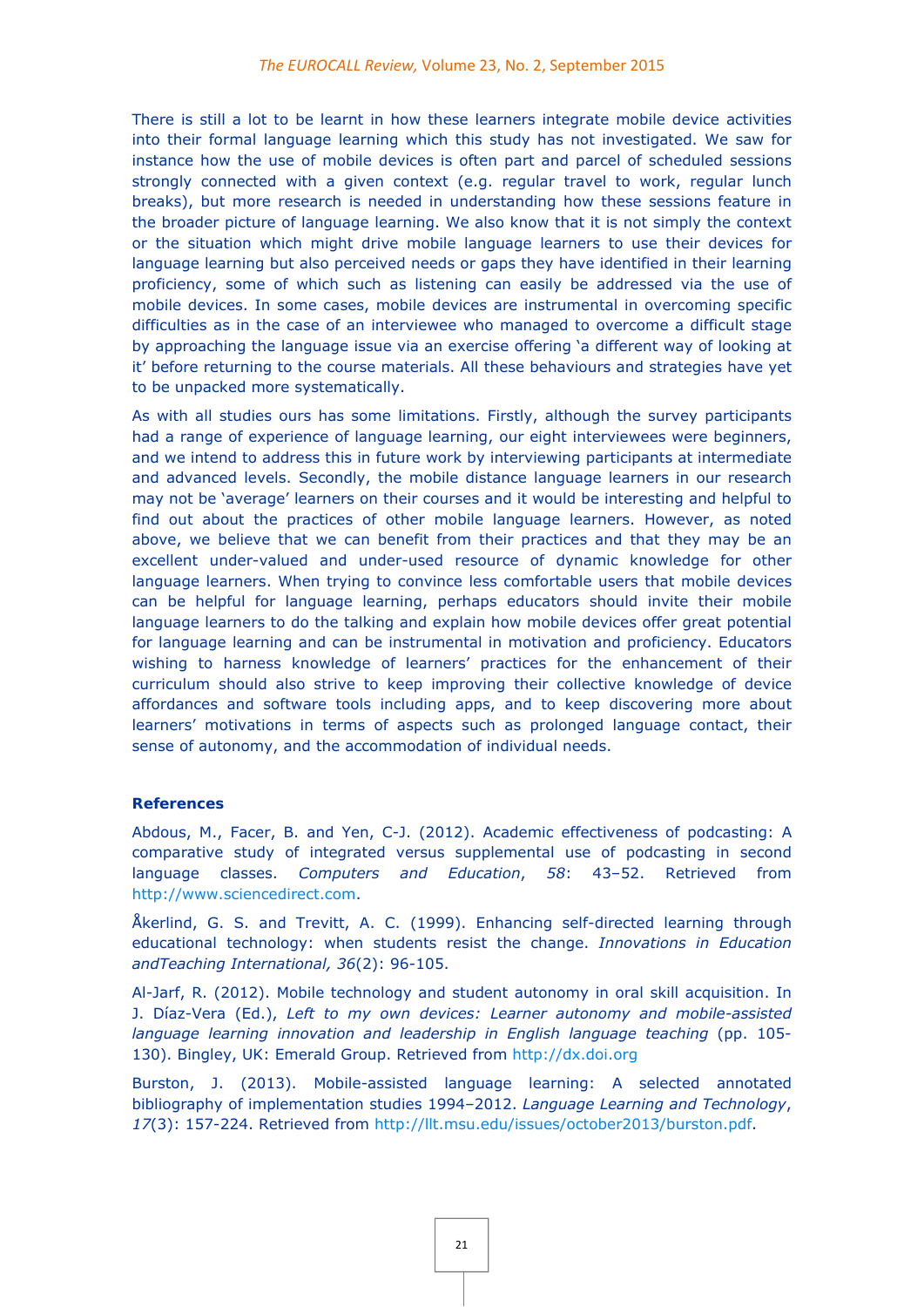There is still a lot to be learnt in how these learners integrate mobile device activities into their formal language learning which this study has not investigated. We saw for instance how the use of mobile devices is often part and parcel of scheduled sessions strongly connected with a given context (e.g. regular travel to work, regular lunch breaks), but more research is needed in understanding how these sessions feature in the broader picture of language learning. We also know that it is not simply the context or the situation which might drive mobile language learners to use their devices for language learning but also perceived needs or gaps they have identified in their learning proficiency, some of which such as listening can easily be addressed via the use of mobile devices. In some cases, mobile devices are instrumental in overcoming specific difficulties as in the case of an interviewee who managed to overcome a difficult stage by approaching the language issue via an exercise offering 'a different way of looking at it' before returning to the course materials. All these behaviours and strategies have yet to be unpacked more systematically.

As with all studies ours has some limitations. Firstly, although the survey participants had a range of experience of language learning, our eight interviewees were beginners, and we intend to address this in future work by interviewing participants at intermediate and advanced levels. Secondly, the mobile distance language learners in our research may not be 'average' learners on their courses and it would be interesting and helpful to find out about the practices of other mobile language learners. However, as noted above, we believe that we can benefit from their practices and that they may be an excellent under-valued and under-used resource of dynamic knowledge for other language learners. When trying to convince less comfortable users that mobile devices can be helpful for language learning, perhaps educators should invite their mobile language learners to do the talking and explain how mobile devices offer great potential for language learning and can be instrumental in motivation and proficiency. Educators wishing to harness knowledge of learners' practices for the enhancement of their curriculum should also strive to keep improving their collective knowledge of device affordances and software tools including apps, and to keep discovering more about learners' motivations in terms of aspects such as prolonged language contact, their sense of autonomy, and the accommodation of individual needs.

### References

Abdous, M., Facer, B. and Yen, C-J. (2012). Academic effectiveness of podcasting: A comparative study of integrated versus supplemental use of podcasting in second language classes. *Computers and Education*, *58*: 43–52. Retrieved from http://www.sciencedirect.com.

Åkerlind, G. S. and Trevitt, A. C. (1999). Enhancing self-directed learning through educational technology: when students resist the change. *Innovations in Education andTeaching International, 36*(2): 96-105.

Al-Jarf, R. (2012). Mobile technology and student autonomy in oral skill acquisition. In J. Díaz-Vera (Ed.), *Left to my own devices: Learner autonomy and mobile-assisted language learning innovation and leadership in English language teaching* (pp. 105-130). Bingley, UK: Emerald Group. Retrieved from http://dx.doi.org

Burston, J. (2013). Mobile-assisted language learning: A selected annotated bibliography of implementation studies 1994–2012. *Language Learning and Technology*, *17*(3): 157-224. Retrieved from http://llt.msu.edu/issues/october2013/burston.pdf.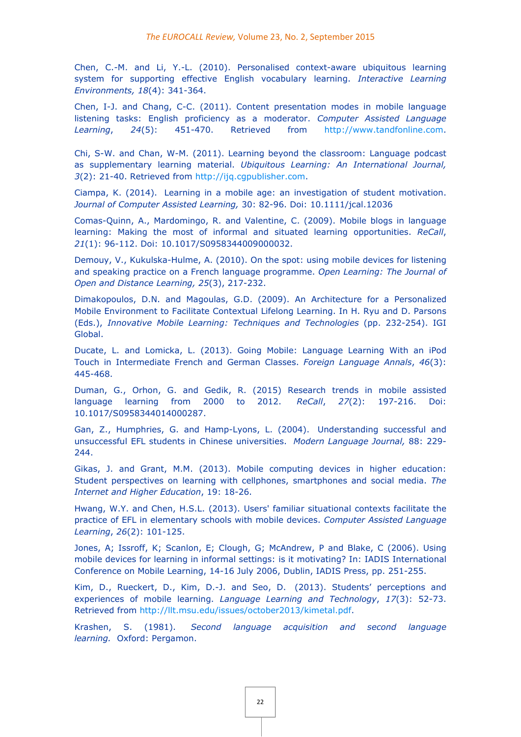Chen, C.-M. and Li, Y.-L. (2010). Personalised context-aware ubiquitous learning system for supporting effective English vocabulary learning. *Interactive Learning Environments, 18*(4): 341-364.

Chen, I-J. and Chang, C-C. (2011). Content presentation modes in mobile language listening tasks: English proficiency as a moderator. *Computer Assisted Language Learning*, *24*(5): 451-470. Retrieved from http://www.tandfonline.com.

Chi, S-W. and Chan, W-M. (2011). Learning beyond the classroom: Language podcast as supplementary learning material. *Ubiquitous Learning: An International Journal, 3*(2): 21-40. Retrieved from http://ijq.cgpublisher.com.

Ciampa, K. (2014). Learning in a mobile age: an investigation of student motivation. *Journal of Computer Assisted Learning,* 30: 82-96. Doi: 10.1111/jcal.12036

Comas-Quinn, A., Mardomingo, R. and Valentine, C. (2009). Mobile blogs in language learning: Making the most of informal and situated learning opportunities. *ReCall*, *21*(1): 96-112. Doi: 10.1017/S0958344009000032.

Demouy, V., Kukulska-Hulme, A. (2010). On the spot: using mobile devices for listening and speaking practice on a French language programme. *Open Learning: The Journal of Open and Distance Learning, 25*(3), 217-232.

Dimakopoulos, D.N. and Magoulas, G.D. (2009). An Architecture for a Personalized Mobile Environment to Facilitate Contextual Lifelong Learning. In H. Ryu and D. Parsons (Eds.), *Innovative Mobile Learning: Techniques and Technologies* (pp. 232-254). IGI Global.

Ducate, L. and Lomicka, L. (2013). Going Mobile: Language Learning With an iPod Touch in Intermediate French and German Classes. *Foreign Language Annals*, *46*(3): 445-468.

Duman, G., Orhon, G. and Gedik, R. (2015) Research trends in mobile assisted language learning from 2000 to 2012. *ReCall*, *27*(2): 197-216. Doi: 10.1017/S0958344014000287.

Gan, Z., Humphries, G. and Hamp-Lyons, L. (2004). Understanding successful and unsuccessful EFL students in Chinese universities. *Modern Language Journal,* 88: 229-244.

Gikas, J. and Grant, M.M. (2013). Mobile computing devices in higher education: Student perspectives on learning with cellphones, smartphones and social media. *The Internet and Higher Education*, 19: 18-26.

Hwang, W.Y. and Chen, H.S.L. (2013). Users' familiar situational contexts facilitate the practice of EFL in elementary schools with mobile devices. *Computer Assisted Language Learning*, *26*(2): 101-125.

Jones, A; Issroff, K; Scanlon, E; Clough, G; McAndrew, P and Blake, C (2006). Using mobile devices for learning in informal settings: is it motivating? In: IADIS International Conference on Mobile Learning, 14-16 July 2006, Dublin, IADIS Press, pp. 251-255.

Kim, D., Rueckert, D., Kim, D.-J. and Seo, D. (2013). Students' perceptions and experiences of mobile learning. *Language Learning and Technology*, *17*(3): 52-73. Retrieved from http://llt.msu.edu/issues/october2013/kimetal.pdf.

Krashen, S. (1981). *Second language acquisition and second language learning.* Oxford: Pergamon.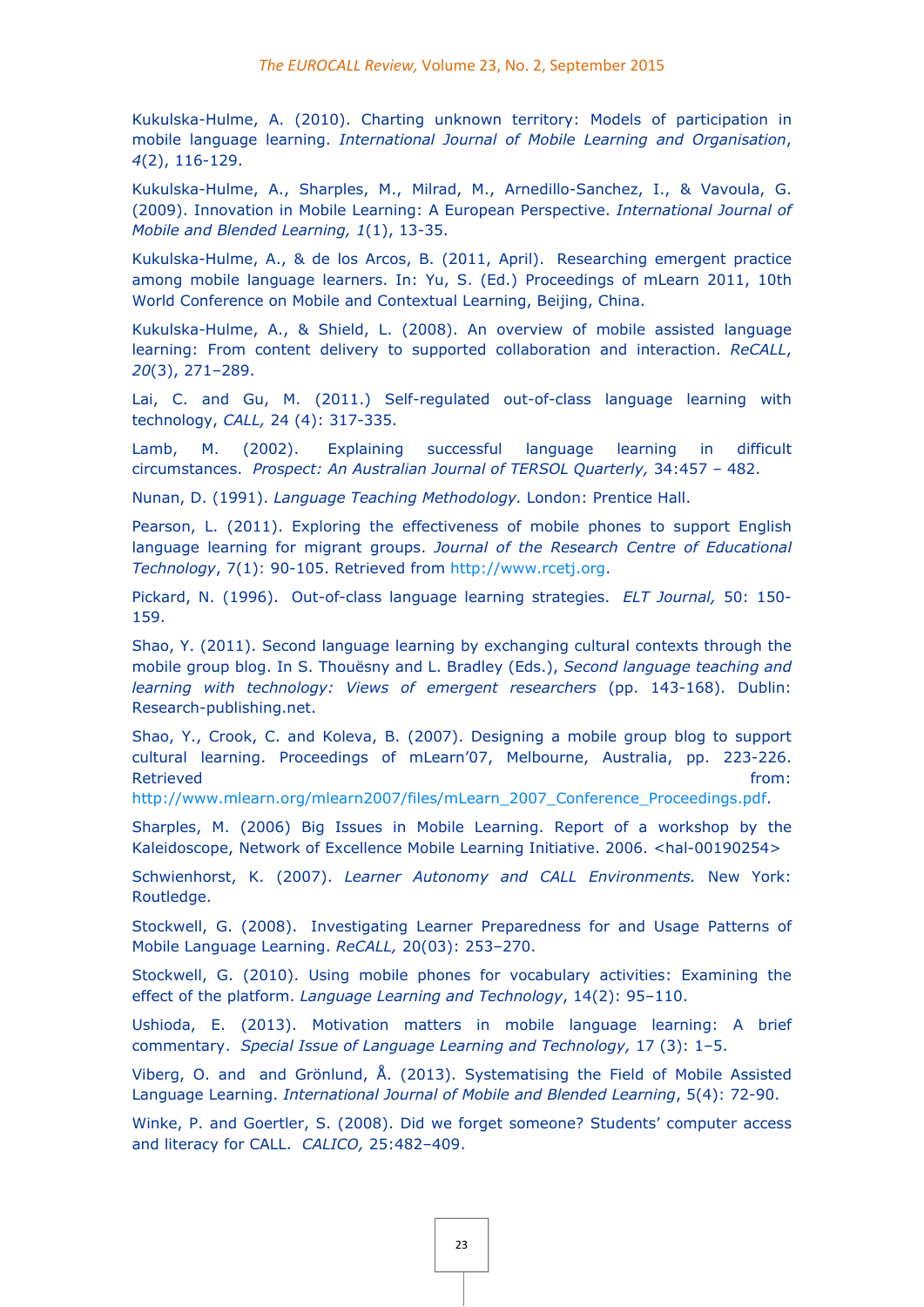Kukulska-Hulme, A. (2010). Charting unknown territory: Models of participation in mobile language learning. *International Journal of Mobile Learning and Organisation*, *4*(2), 116-129.

Kukulska-Hulme, A., Sharples, M., Milrad, M., Arnedillo-Sanchez, I., & Vavoula, G. (2009). Innovation in Mobile Learning: A European Perspective. *International Journal of Mobile and Blended Learning, 1*(1), 13-35.

Kukulska-Hulme, A., & de los Arcos, B. (2011, April). Researching emergent practice among mobile language learners. In: Yu, S. (Ed.) Proceedings of mLearn 2011, 10th World Conference on Mobile and Contextual Learning, Beijing, China.

Kukulska-Hulme, A., & Shield, L. (2008). An overview of mobile assisted language learning: From content delivery to supported collaboration and interaction. *ReCALL*, *20*(3), 271–289.

Lai, C. and Gu, M. (2011.) Self-regulated out-of-class language learning with technology, *CALL,* 24 (4): 317-335.

Lamb, M. (2002). Explaining successful language learning in difficult circumstances. *Prospect: An Australian Journal of TERSOL Quarterly,* 34:457 – 482.

Nunan, D. (1991). *Language Teaching Methodology.* London: Prentice Hall.

Pearson, L. (2011). Exploring the effectiveness of mobile phones to support English language learning for migrant groups. *Journal of the Research Centre of Educational Technology*, 7(1): 90-105. Retrieved from http://www.rcetj.org.

Pickard, N. (1996). Out-of-class language learning strategies. *ELT Journal,* 50: 150-159.

Shao, Y. (2011). Second language learning by exchanging cultural contexts through the mobile group blog. In S. Thouësny and L. Bradley (Eds.), *Second language teaching and learning with technology: Views of emergent researchers* (pp. 143-168). Dublin: Research-publishing.net.

Shao, Y., Crook, C. and Koleva, B. (2007). Designing a mobile group blog to support cultural learning. Proceedings of mLearn'07, Melbourne, Australia, pp. 223-226. Retrieved from: http://www.mlearn.org/mlearn2007/files/mLearn_2007_Conference_Proceedings.pdf.

Sharples, M. (2006) Big Issues in Mobile Learning. Report of a workshop by the Kaleidoscope, Network of Excellence Mobile Learning Initiative. 2006. <hal-00190254>

Schwienhorst, K. (2007). *Learner Autonomy and CALL Environments.* New York: Routledge.

Stockwell, G. (2008). Investigating Learner Preparedness for and Usage Patterns of Mobile Language Learning. *ReCALL,* 20(03): 253–270.

Stockwell, G. (2010). Using mobile phones for vocabulary activities: Examining the effect of the platform. *Language Learning and Technology*, 14(2): 95–110.

Ushioda, E. (2013). Motivation matters in mobile language learning: A brief commentary. *Special Issue of Language Learning and Technology,* 17 (3): 1–5.

Viberg, O. and and Grönlund, Å. (2013). Systematising the Field of Mobile Assisted Language Learning. *International Journal of Mobile and Blended Learning*, 5(4): 72-90.

Winke, P. and Goertler, S. (2008). Did we forget someone? Students' computer access and literacy for CALL. *CALICO,* 25:482–409.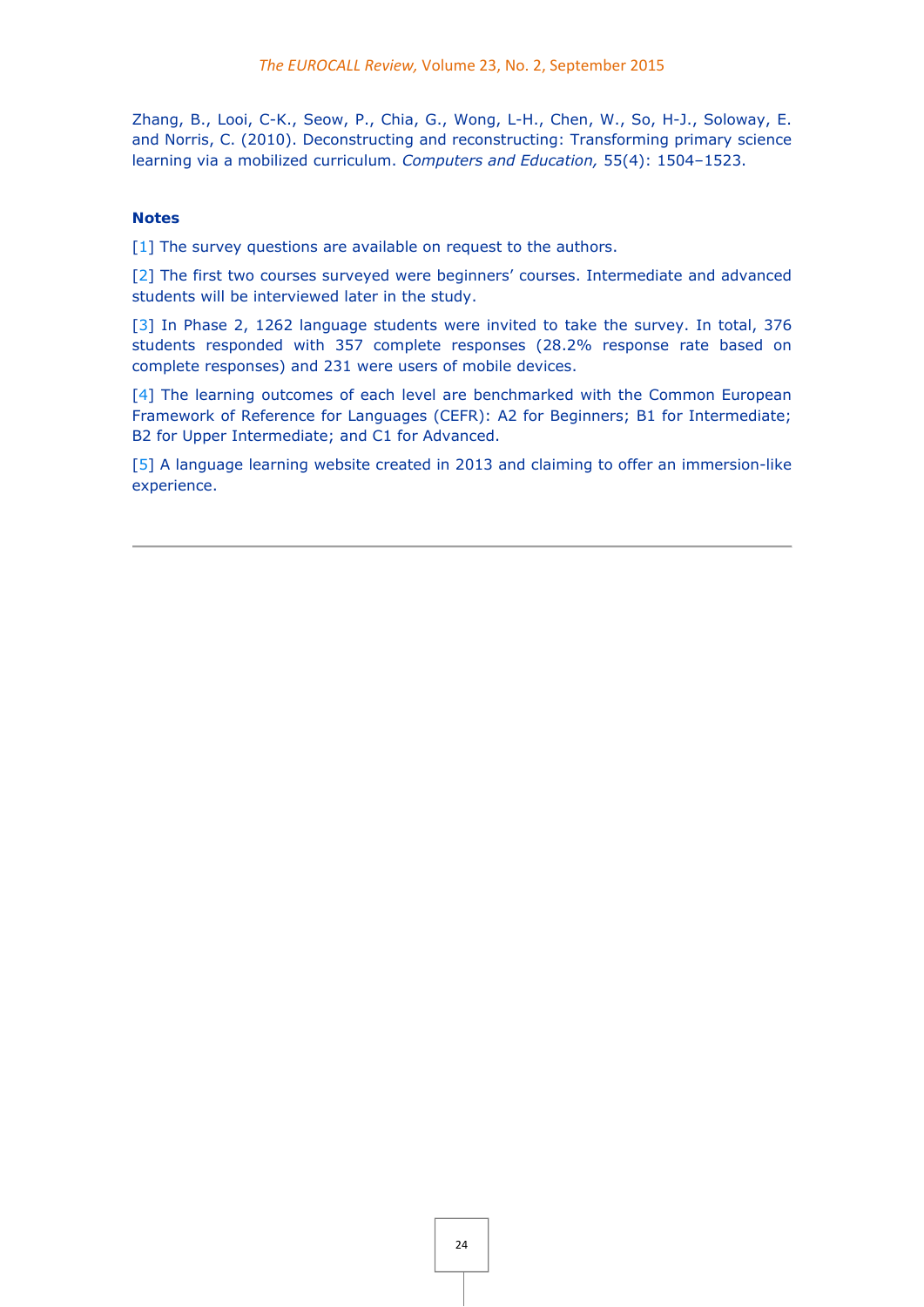Zhang, B., Looi, C-K., Seow, P., Chia, G., Wong, L-H., Chen, W., So, H-J., Soloway, E. and Norris, C. (2010). Deconstructing and reconstructing: Transforming primary science learning via a mobilized curriculum. *Computers and Education,* 55(4): 1504–1523.

### Notes

[1] The survey questions are available on request to the authors.

[2] The first two courses surveyed were beginners' courses. Intermediate and advanced students will be interviewed later in the study.

[3] In Phase 2, 1262 language students were invited to take the survey. In total, 376 students responded with 357 complete responses (28.2% response rate based on complete responses) and 231 were users of mobile devices.

[4] The learning outcomes of each level are benchmarked with the Common European Framework of Reference for Languages (CEFR): A2 for Beginners; B1 for Intermediate; B2 for Upper Intermediate; and C1 for Advanced.

[5] A language learning website created in 2013 and claiming to offer an immersion-like experience.